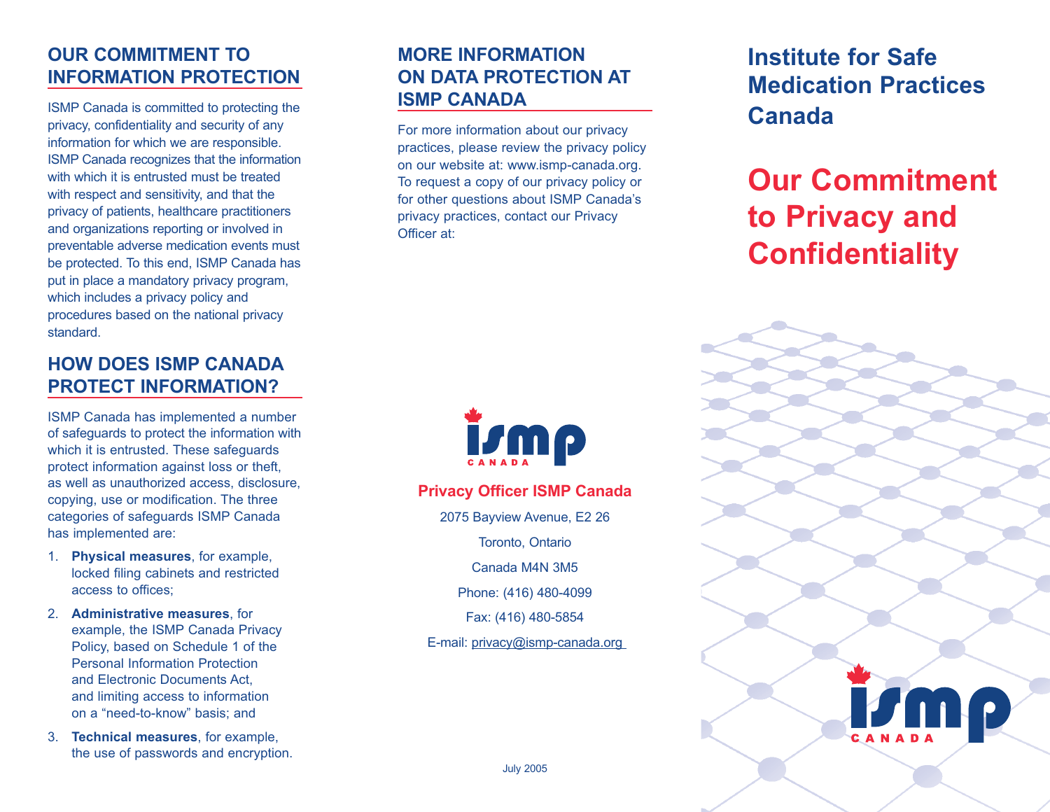## OUR COMMITMENT TO INFORMATION PROTECTION

ISMP Canada is committed to protecting the privacy, confidentiality and security of any information for which we are responsible. ISMP Canada recognizes that the information with which it is entrusted must be treated with respect and sensitivity, and that the privacy of patients, healthcare practitioners and organizations reporting or involved in preventable adverse medication events must be protected. To this end, ISMP Canada has put in place a mandatory privacy program, which includes a privacy policy and procedures based on the national privacy standard.

## HOW DOES ISMP CANADA PROTECT INFORMATION?

ISMP Canada has implemented a number of safeguards to protect the information with which it is entrusted. These safeguards protect information against loss or theft, as well as unauthorized access, disclosure, copying, use or modification. The three categories of safeguards ISMP Canada has implemented are:

1. **Physical measures**, for example, locked filing cabinets and restricted access to offices;
2. **Administrative measures**, for example, the ISMP Canada Privacy Policy, based on Schedule 1 of the Personal Information Protection and Electronic Documents Act, and limiting access to information on a "need-to-know" basis; and
3. **Technical measures**, for example, the use of passwords and encryption.

## MORE INFORMATION ON DATA PROTECTION AT ISMP CANADA

For more information about our privacy practices, please review the privacy policy on our website at: www.ismp-canada.org. To request a copy of our privacy policy or for other questions about ISMP Canada's privacy practices, contact our Privacy Officer at:

ismp CANADA

**Privacy Officer ISMP Canada**

2075 Bayview Avenue, E2 26

Toronto, Ontario

Canada M4N 3M5

Phone: (416) 480-4099

Fax: (416) 480-5854

E-mail: privacy@ismp-canada.org

July 2005

# Institute for Safe Medication Practices Canada

# Our Commitment to Privacy and Confidentiality

ismp CANADA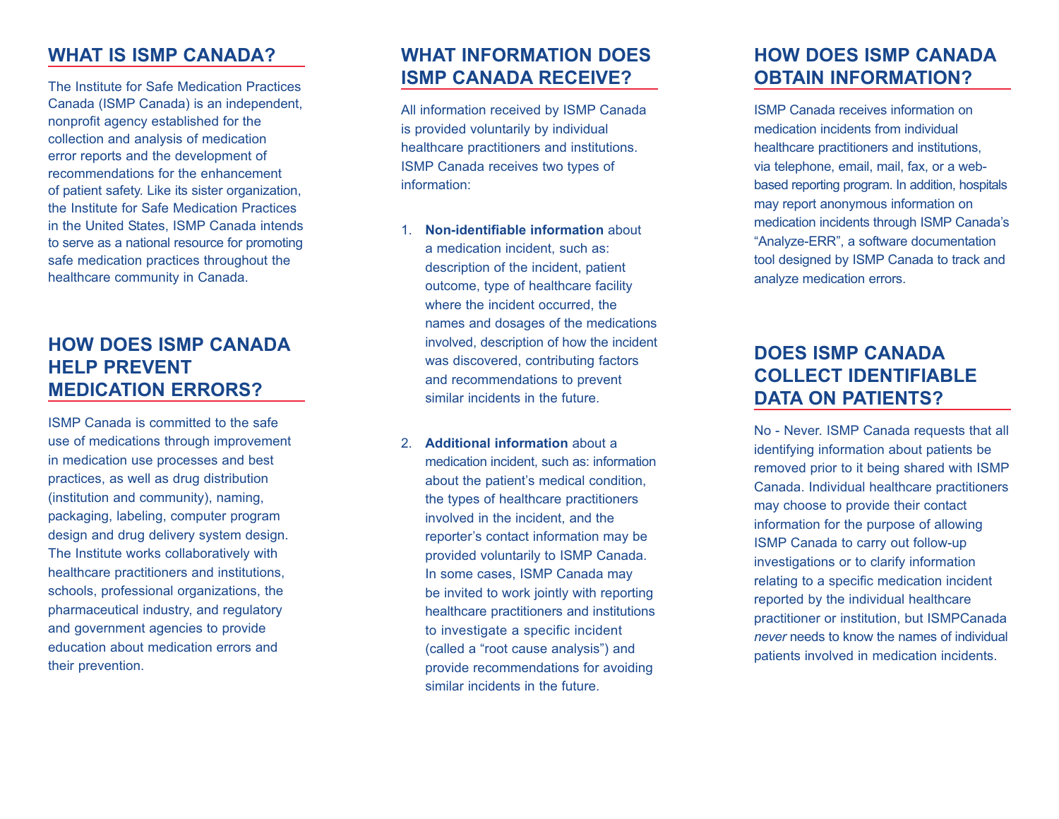## WHAT IS ISMP CANADA?

The Institute for Safe Medication Practices Canada (ISMP Canada) is an independent, nonprofit agency established for the collection and analysis of medication error reports and the development of recommendations for the enhancement of patient safety. Like its sister organization, the Institute for Safe Medication Practices in the United States, ISMP Canada intends to serve as a national resource for promoting safe medication practices throughout the healthcare community in Canada.

## HOW DOES ISMP CANADA HELP PREVENT MEDICATION ERRORS?

ISMP Canada is committed to the safe use of medications through improvement in medication use processes and best practices, as well as drug distribution (institution and community), naming, packaging, labeling, computer program design and drug delivery system design. The Institute works collaboratively with healthcare practitioners and institutions, schools, professional organizations, the pharmaceutical industry, and regulatory and government agencies to provide education about medication errors and their prevention.

## WHAT INFORMATION DOES ISMP CANADA RECEIVE?

All information received by ISMP Canada is provided voluntarily by individual healthcare practitioners and institutions. ISMP Canada receives two types of information:

1. **Non-identifiable information** about a medication incident, such as: description of the incident, patient outcome, type of healthcare facility where the incident occurred, the names and dosages of the medications involved, description of how the incident was discovered, contributing factors and recommendations to prevent similar incidents in the future.

2. **Additional information** about a medication incident, such as: information about the patient's medical condition, the types of healthcare practitioners involved in the incident, and the reporter's contact information may be provided voluntarily to ISMP Canada. In some cases, ISMP Canada may be invited to work jointly with reporting healthcare practitioners and institutions to investigate a specific incident (called a "root cause analysis") and provide recommendations for avoiding similar incidents in the future.

## HOW DOES ISMP CANADA OBTAIN INFORMATION?

ISMP Canada receives information on medication incidents from individual healthcare practitioners and institutions, via telephone, email, mail, fax, or a web-based reporting program. In addition, hospitals may report anonymous information on medication incidents through ISMP Canada's "Analyze-ERR", a software documentation tool designed by ISMP Canada to track and analyze medication errors.

## DOES ISMP CANADA COLLECT IDENTIFIABLE DATA ON PATIENTS?

No - Never. ISMP Canada requests that all identifying information about patients be removed prior to it being shared with ISMP Canada. Individual healthcare practitioners may choose to provide their contact information for the purpose of allowing ISMP Canada to carry out follow-up investigations or to clarify information relating to a specific medication incident reported by the individual healthcare practitioner or institution, but ISMPCanada *never* needs to know the names of individual patients involved in medication incidents.